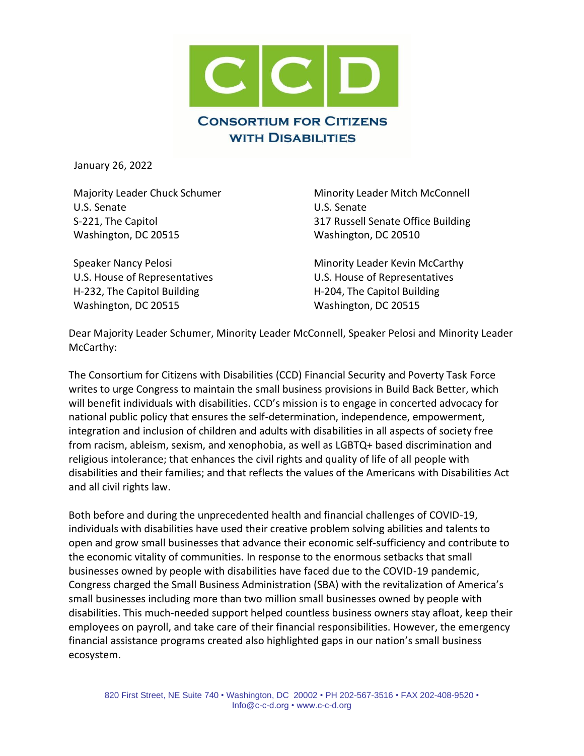# CCD

**CONSORTIUM FOR CITIZENS WITH DISABILITIES**

January 26, 2022

Majority Leader Chuck Schumer
U.S. Senate
S-221, The Capitol
Washington, DC 20515

Minority Leader Mitch McConnell
U.S. Senate
317 Russell Senate Office Building
Washington, DC 20510

Speaker Nancy Pelosi
U.S. House of Representatives
H-232, The Capitol Building
Washington, DC 20515

Minority Leader Kevin McCarthy
U.S. House of Representatives
H-204, The Capitol Building
Washington, DC 20515

Dear Majority Leader Schumer, Minority Leader McConnell, Speaker Pelosi and Minority Leader McCarthy:

The Consortium for Citizens with Disabilities (CCD) Financial Security and Poverty Task Force writes to urge Congress to maintain the small business provisions in Build Back Better, which will benefit individuals with disabilities. CCD's mission is to engage in concerted advocacy for national public policy that ensures the self-determination, independence, empowerment, integration and inclusion of children and adults with disabilities in all aspects of society free from racism, ableism, sexism, and xenophobia, as well as LGBTQ+ based discrimination and religious intolerance; that enhances the civil rights and quality of life of all people with disabilities and their families; and that reflects the values of the Americans with Disabilities Act and all civil rights law.

Both before and during the unprecedented health and financial challenges of COVID-19, individuals with disabilities have used their creative problem solving abilities and talents to open and grow small businesses that advance their economic self-sufficiency and contribute to the economic vitality of communities. In response to the enormous setbacks that small businesses owned by people with disabilities have faced due to the COVID-19 pandemic, Congress charged the Small Business Administration (SBA) with the revitalization of America's small businesses including more than two million small businesses owned by people with disabilities. This much-needed support helped countless business owners stay afloat, keep their employees on payroll, and take care of their financial responsibilities. However, the emergency financial assistance programs created also highlighted gaps in our nation's small business ecosystem.

820 First Street, NE Suite 740 • Washington, DC 20002 • PH 202-567-3516 • FAX 202-408-9520 • Info@c-c-d.org • www.c-c-d.org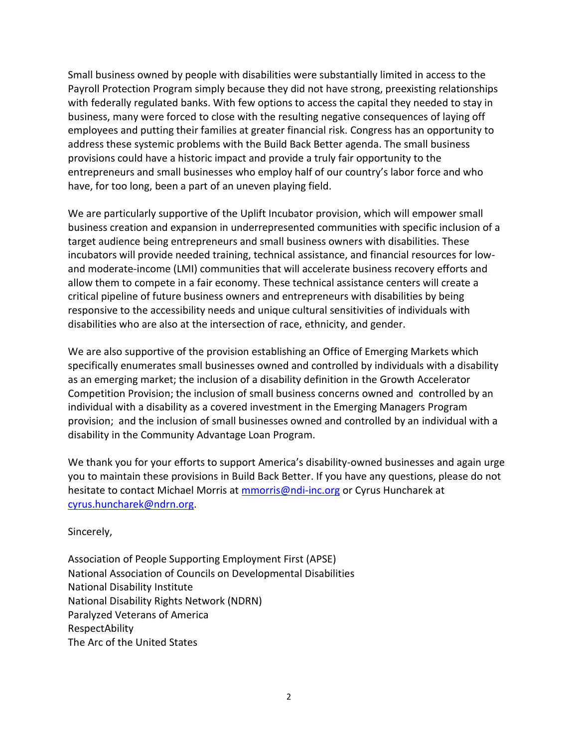Small business owned by people with disabilities were substantially limited in access to the Payroll Protection Program simply because they did not have strong, preexisting relationships with federally regulated banks. With few options to access the capital they needed to stay in business, many were forced to close with the resulting negative consequences of laying off employees and putting their families at greater financial risk. Congress has an opportunity to address these systemic problems with the Build Back Better agenda. The small business provisions could have a historic impact and provide a truly fair opportunity to the entrepreneurs and small businesses who employ half of our country's labor force and who have, for too long, been a part of an uneven playing field.

We are particularly supportive of the Uplift Incubator provision, which will empower small business creation and expansion in underrepresented communities with specific inclusion of a target audience being entrepreneurs and small business owners with disabilities. These incubators will provide needed training, technical assistance, and financial resources for low- and moderate-income (LMI) communities that will accelerate business recovery efforts and allow them to compete in a fair economy. These technical assistance centers will create a critical pipeline of future business owners and entrepreneurs with disabilities by being responsive to the accessibility needs and unique cultural sensitivities of individuals with disabilities who are also at the intersection of race, ethnicity, and gender.

We are also supportive of the provision establishing an Office of Emerging Markets which specifically enumerates small businesses owned and controlled by individuals with a disability as an emerging market; the inclusion of a disability definition in the Growth Accelerator Competition Provision; the inclusion of small business concerns owned and controlled by an individual with a disability as a covered investment in the Emerging Managers Program provision; and the inclusion of small businesses owned and controlled by an individual with a disability in the Community Advantage Loan Program.

We thank you for your efforts to support America's disability-owned businesses and again urge you to maintain these provisions in Build Back Better. If you have any questions, please do not hesitate to contact Michael Morris at mmorris@ndi-inc.org or Cyrus Huncharek at cyrus.huncharek@ndrn.org.

Sincerely,

Association of People Supporting Employment First (APSE)  
National Association of Councils on Developmental Disabilities  
National Disability Institute  
National Disability Rights Network (NDRN)  
Paralyzed Veterans of America  
RespectAbility  
The Arc of the United States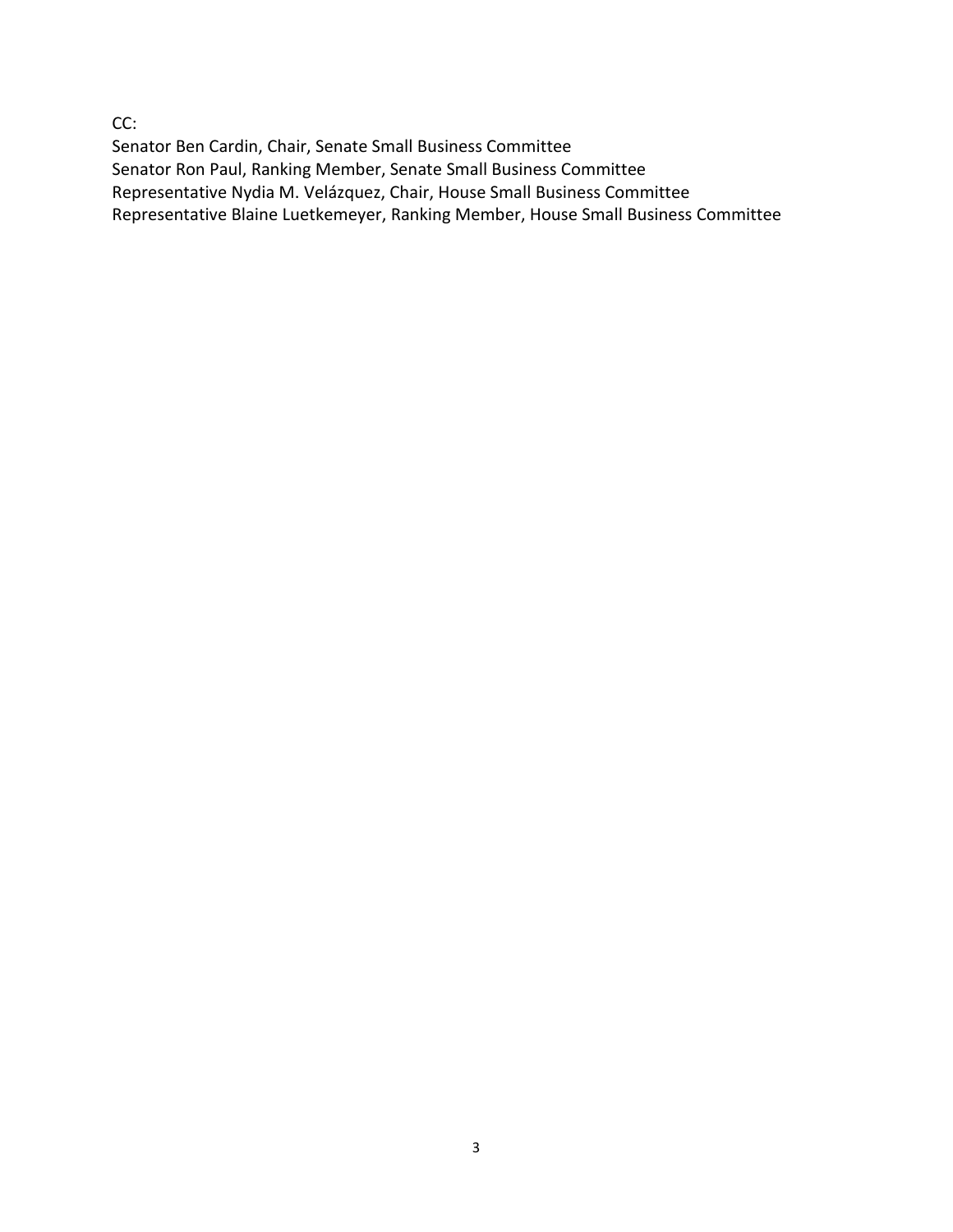CC:
Senator Ben Cardin, Chair, Senate Small Business Committee
Senator Ron Paul, Ranking Member, Senate Small Business Committee
Representative Nydia M. Velázquez, Chair, House Small Business Committee
Representative Blaine Luetkemeyer, Ranking Member, House Small Business Committee